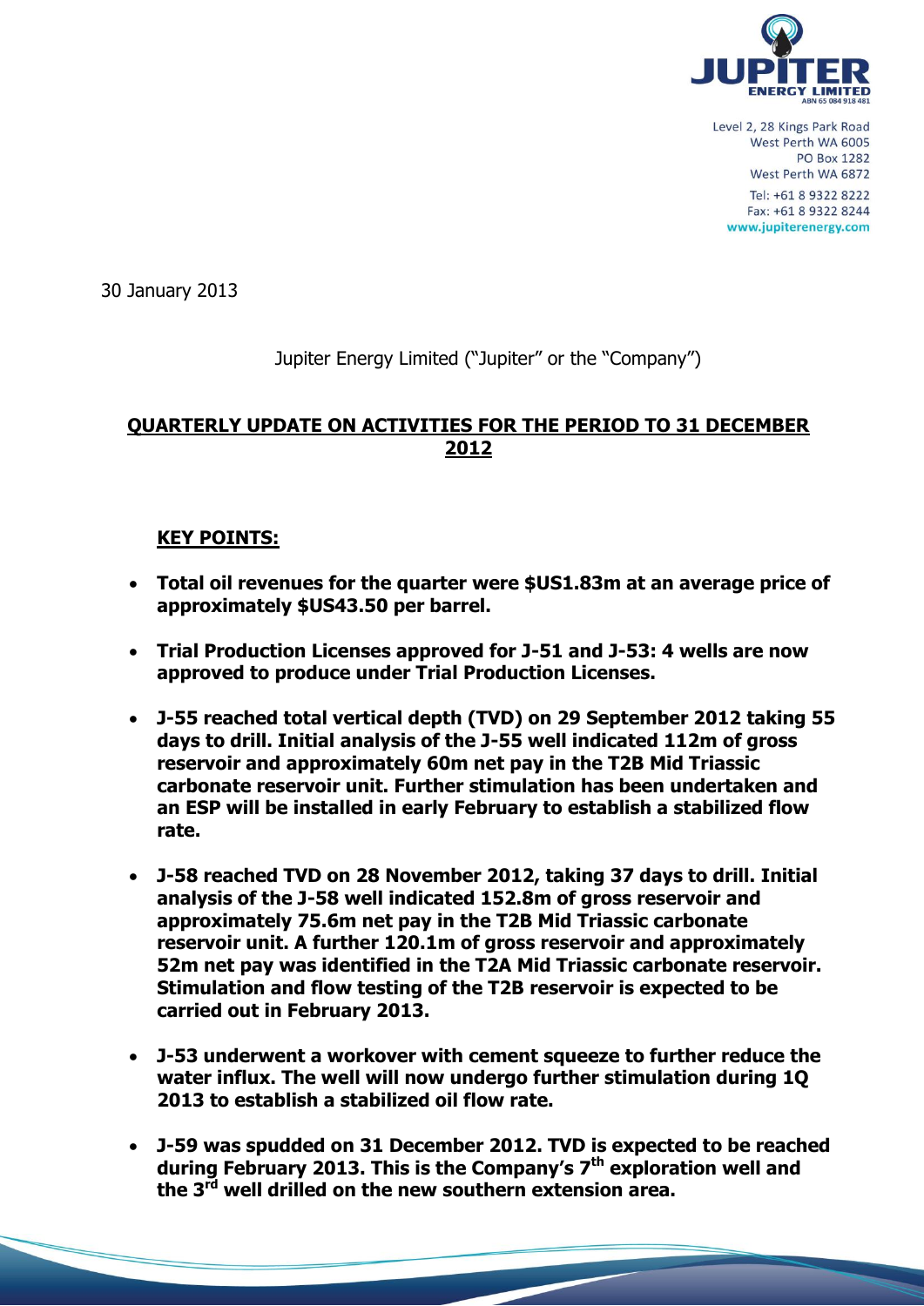30 January 2013

Jupiter Energy Limited ("Jupiter" or the "Company")

# QUARTERLY UPDATE ON ACTIVITIES FOR THE PERIOD TO 31 DECEMBER 2012

## KEY POINTS:

- **Total oil revenues for the quarter were $US1.83m at an average price of approximately $US43.50 per barrel.**
- **Trial Production Licenses approved for J-51 and J-53: 4 wells are now approved to produce under Trial Production Licenses.**
- **J-55 reached total vertical depth (TVD) on 29 September 2012 taking 55 days to drill. Initial analysis of the J-55 well indicated 112m of gross reservoir and approximately 60m net pay in the T2B Mid Triassic carbonate reservoir unit. Further stimulation has been undertaken and an ESP will be installed in early February to establish a stabilized flow rate.**
- **J-58 reached TVD on 28 November 2012, taking 37 days to drill. Initial analysis of the J-58 well indicated 152.8m of gross reservoir and approximately 75.6m net pay in the T2B Mid Triassic carbonate reservoir unit. A further 120.1m of gross reservoir and approximately 52m net pay was identified in the T2A Mid Triassic carbonate reservoir. Stimulation and flow testing of the T2B reservoir is expected to be carried out in February 2013.**
- **J-53 underwent a workover with cement squeeze to further reduce the water influx. The well will now undergo further stimulation during 1Q 2013 to establish a stabilized oil flow rate.**
- **J-59 was spudded on 31 December 2012. TVD is expected to be reached during February 2013. This is the Company's 7th exploration well and the 3rd well drilled on the new southern extension area.**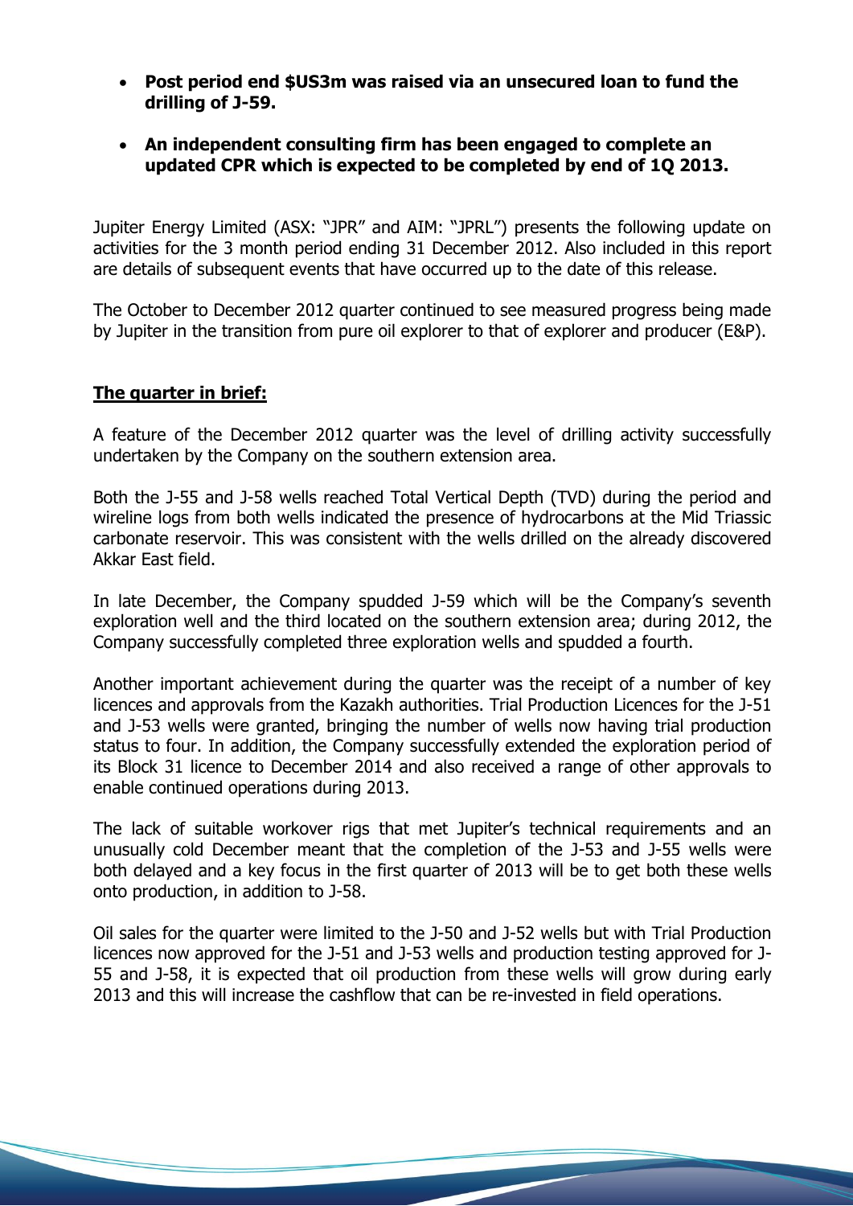- **Post period end $US3m was raised via an unsecured loan to fund the drilling of J-59.**
- **An independent consulting firm has been engaged to complete an updated CPR which is expected to be completed by end of 1Q 2013.**

Jupiter Energy Limited (ASX: "JPR" and AIM: "JPRL") presents the following update on activities for the 3 month period ending 31 December 2012. Also included in this report are details of subsequent events that have occurred up to the date of this release.

The October to December 2012 quarter continued to see measured progress being made by Jupiter in the transition from pure oil explorer to that of explorer and producer (E&P).

## The quarter in brief:

A feature of the December 2012 quarter was the level of drilling activity successfully undertaken by the Company on the southern extension area.

Both the J-55 and J-58 wells reached Total Vertical Depth (TVD) during the period and wireline logs from both wells indicated the presence of hydrocarbons at the Mid Triassic carbonate reservoir. This was consistent with the wells drilled on the already discovered Akkar East field.

In late December, the Company spudded J-59 which will be the Company's seventh exploration well and the third located on the southern extension area; during 2012, the Company successfully completed three exploration wells and spudded a fourth.

Another important achievement during the quarter was the receipt of a number of key licences and approvals from the Kazakh authorities. Trial Production Licences for the J-51 and J-53 wells were granted, bringing the number of wells now having trial production status to four. In addition, the Company successfully extended the exploration period of its Block 31 licence to December 2014 and also received a range of other approvals to enable continued operations during 2013.

The lack of suitable workover rigs that met Jupiter's technical requirements and an unusually cold December meant that the completion of the J-53 and J-55 wells were both delayed and a key focus in the first quarter of 2013 will be to get both these wells onto production, in addition to J-58.

Oil sales for the quarter were limited to the J-50 and J-52 wells but with Trial Production licences now approved for the J-51 and J-53 wells and production testing approved for J-55 and J-58, it is expected that oil production from these wells will grow during early 2013 and this will increase the cashflow that can be re-invested in field operations.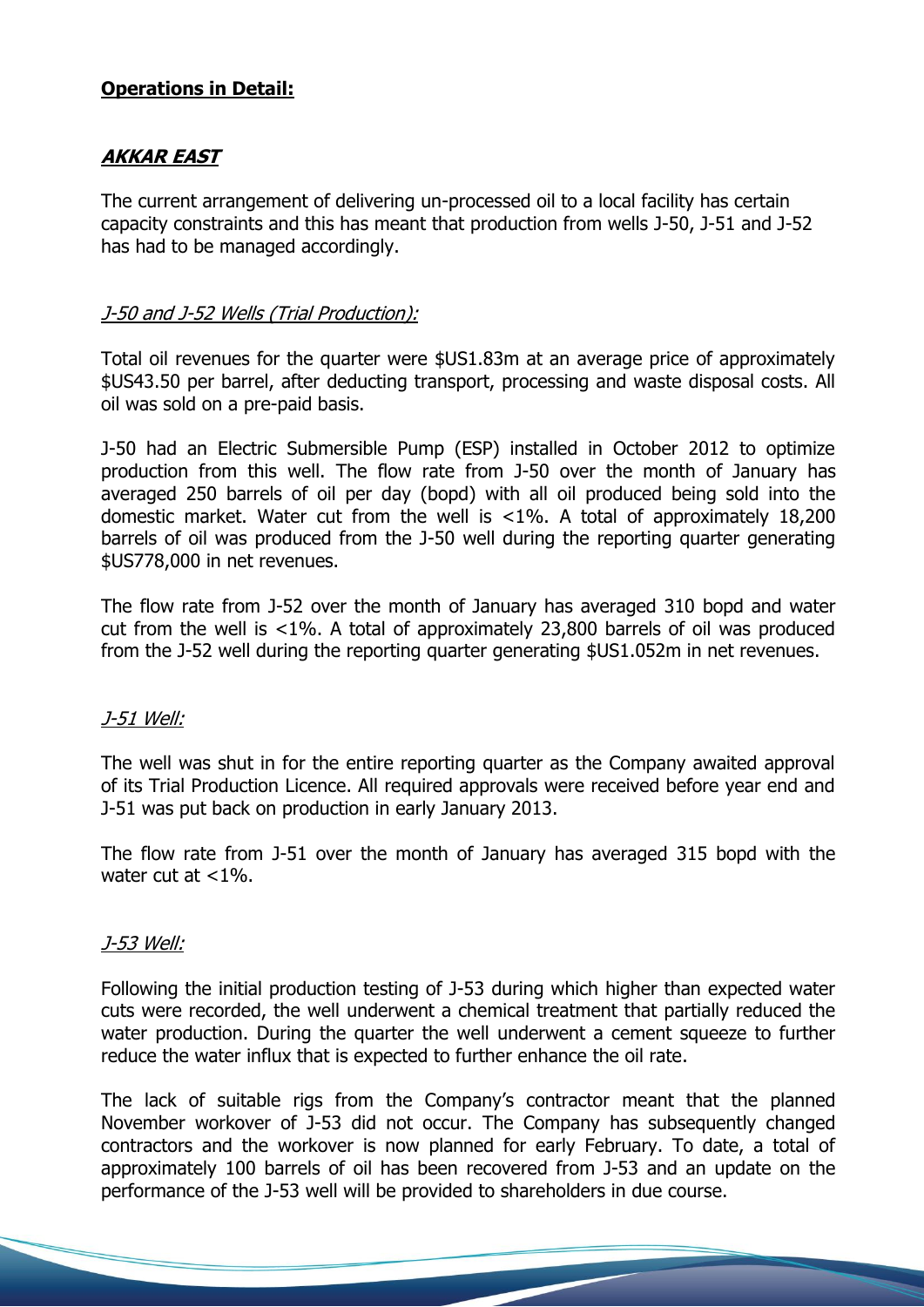## **Operations in Detail:**

### ***AKKAR EAST***

The current arrangement of delivering un-processed oil to a local facility has certain capacity constraints and this has meant that production from wells J-50, J-51 and J-52 has had to be managed accordingly.

*J-50 and J-52 Wells (Trial Production):*

Total oil revenues for the quarter were $US1.83m at an average price of approximately $US43.50 per barrel, after deducting transport, processing and waste disposal costs. All oil was sold on a pre-paid basis.

J-50 had an Electric Submersible Pump (ESP) installed in October 2012 to optimize production from this well. The flow rate from J-50 over the month of January has averaged 250 barrels of oil per day (bopd) with all oil produced being sold into the domestic market. Water cut from the well is <1%. A total of approximately 18,200 barrels of oil was produced from the J-50 well during the reporting quarter generating $US778,000 in net revenues.

The flow rate from J-52 over the month of January has averaged 310 bopd and water cut from the well is <1%. A total of approximately 23,800 barrels of oil was produced from the J-52 well during the reporting quarter generating $US1.052m in net revenues.

*J-51 Well:*

The well was shut in for the entire reporting quarter as the Company awaited approval of its Trial Production Licence. All required approvals were received before year end and J-51 was put back on production in early January 2013.

The flow rate from J-51 over the month of January has averaged 315 bopd with the water cut at <1%.

*J-53 Well:*

Following the initial production testing of J-53 during which higher than expected water cuts were recorded, the well underwent a chemical treatment that partially reduced the water production. During the quarter the well underwent a cement squeeze to further reduce the water influx that is expected to further enhance the oil rate.

The lack of suitable rigs from the Company's contractor meant that the planned November workover of J-53 did not occur. The Company has subsequently changed contractors and the workover is now planned for early February. To date, a total of approximately 100 barrels of oil has been recovered from J-53 and an update on the performance of the J-53 well will be provided to shareholders in due course.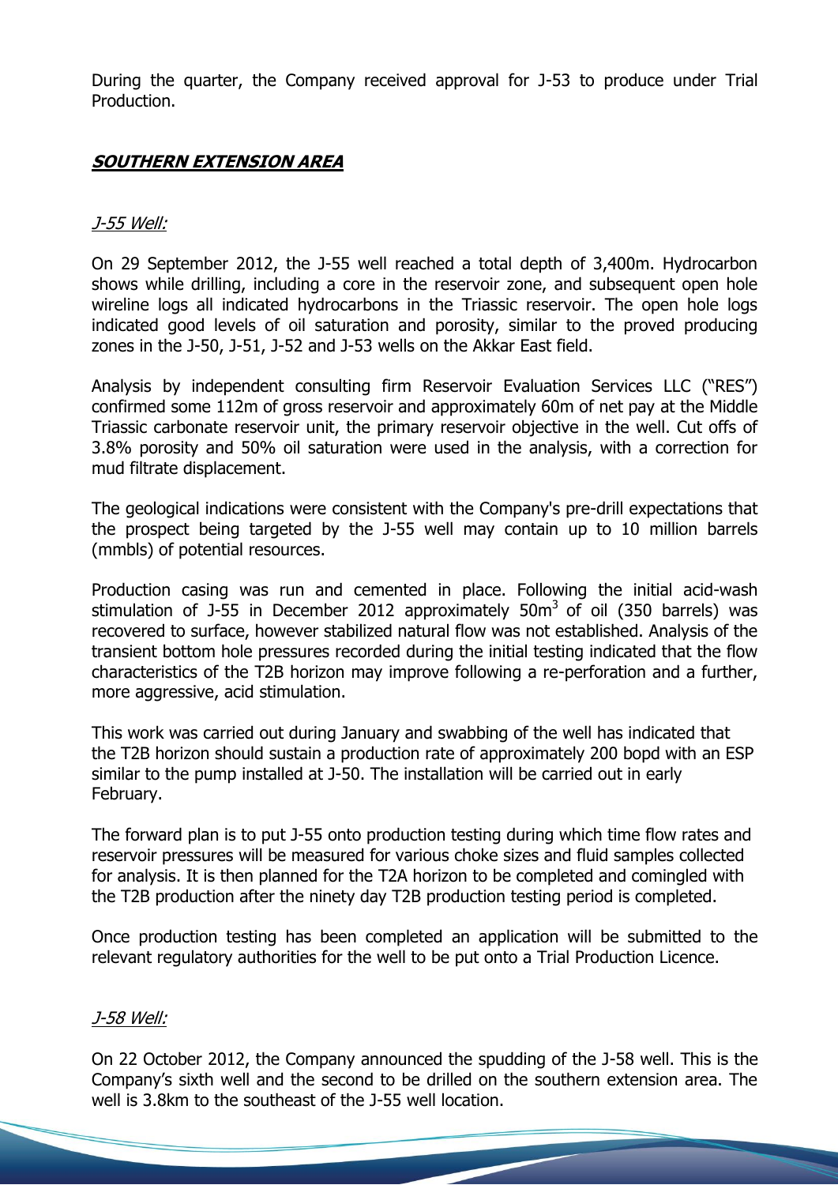During the quarter, the Company received approval for J-53 to produce under Trial Production.

## ***SOUTHERN EXTENSION AREA***

*J-55 Well:*

On 29 September 2012, the J-55 well reached a total depth of 3,400m. Hydrocarbon shows while drilling, including a core in the reservoir zone, and subsequent open hole wireline logs all indicated hydrocarbons in the Triassic reservoir. The open hole logs indicated good levels of oil saturation and porosity, similar to the proved producing zones in the J-50, J-51, J-52 and J-53 wells on the Akkar East field.

Analysis by independent consulting firm Reservoir Evaluation Services LLC ("RES") confirmed some 112m of gross reservoir and approximately 60m of net pay at the Middle Triassic carbonate reservoir unit, the primary reservoir objective in the well. Cut offs of 3.8% porosity and 50% oil saturation were used in the analysis, with a correction for mud filtrate displacement.

The geological indications were consistent with the Company's pre-drill expectations that the prospect being targeted by the J-55 well may contain up to 10 million barrels (mmbls) of potential resources.

Production casing was run and cemented in place. Following the initial acid-wash stimulation of J-55 in December 2012 approximately 50m$^3$ of oil (350 barrels) was recovered to surface, however stabilized natural flow was not established. Analysis of the transient bottom hole pressures recorded during the initial testing indicated that the flow characteristics of the T2B horizon may improve following a re-perforation and a further, more aggressive, acid stimulation.

This work was carried out during January and swabbing of the well has indicated that the T2B horizon should sustain a production rate of approximately 200 bopd with an ESP similar to the pump installed at J-50. The installation will be carried out in early February.

The forward plan is to put J-55 onto production testing during which time flow rates and reservoir pressures will be measured for various choke sizes and fluid samples collected for analysis. It is then planned for the T2A horizon to be completed and comingled with the T2B production after the ninety day T2B production testing period is completed.

Once production testing has been completed an application will be submitted to the relevant regulatory authorities for the well to be put onto a Trial Production Licence.

*J-58 Well:*

On 22 October 2012, the Company announced the spudding of the J-58 well. This is the Company's sixth well and the second to be drilled on the southern extension area. The well is 3.8km to the southeast of the J-55 well location.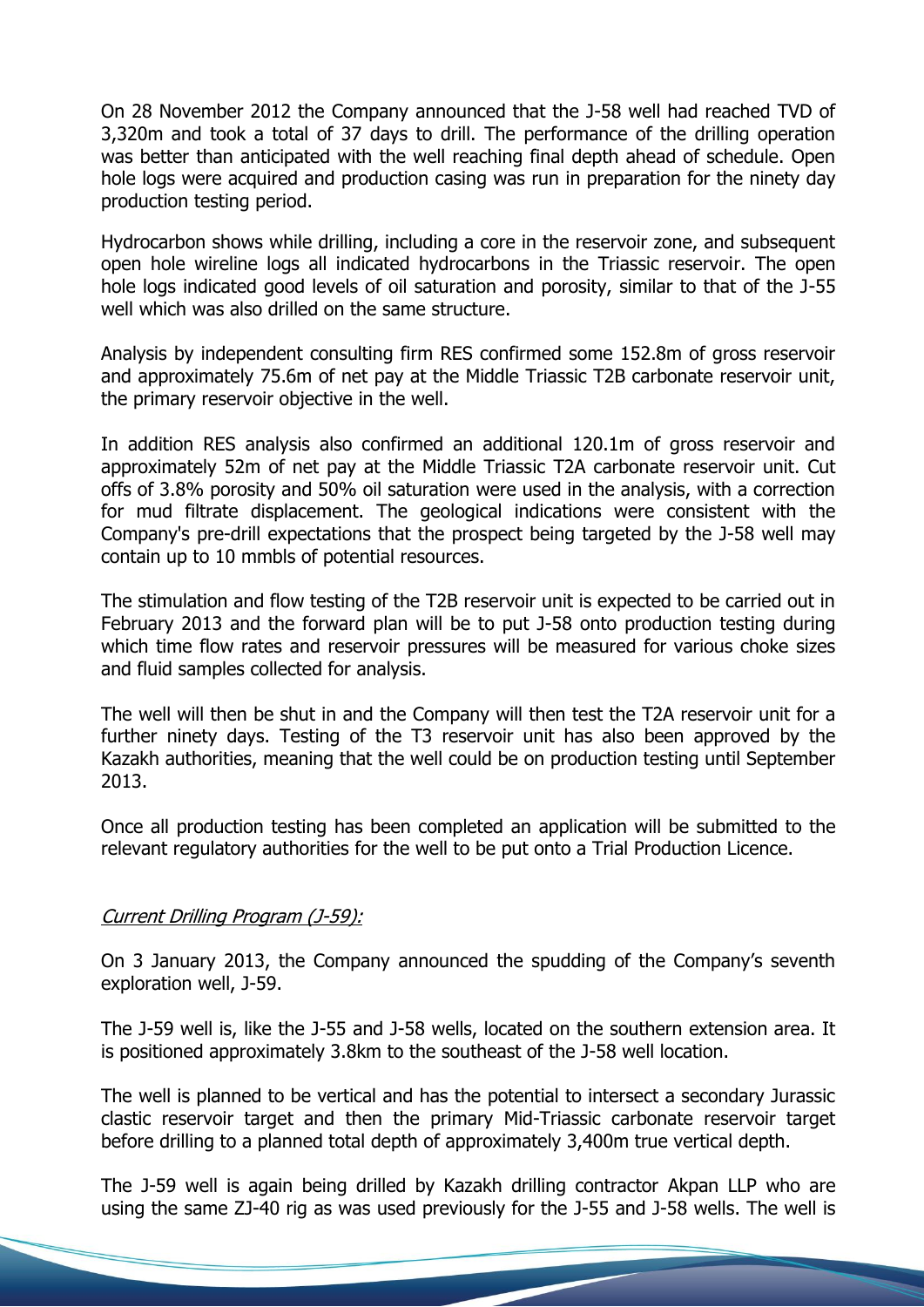On 28 November 2012 the Company announced that the J-58 well had reached TVD of 3,320m and took a total of 37 days to drill. The performance of the drilling operation was better than anticipated with the well reaching final depth ahead of schedule. Open hole logs were acquired and production casing was run in preparation for the ninety day production testing period.

Hydrocarbon shows while drilling, including a core in the reservoir zone, and subsequent open hole wireline logs all indicated hydrocarbons in the Triassic reservoir. The open hole logs indicated good levels of oil saturation and porosity, similar to that of the J-55 well which was also drilled on the same structure.

Analysis by independent consulting firm RES confirmed some 152.8m of gross reservoir and approximately 75.6m of net pay at the Middle Triassic T2B carbonate reservoir unit, the primary reservoir objective in the well.

In addition RES analysis also confirmed an additional 120.1m of gross reservoir and approximately 52m of net pay at the Middle Triassic T2A carbonate reservoir unit. Cut offs of 3.8% porosity and 50% oil saturation were used in the analysis, with a correction for mud filtrate displacement. The geological indications were consistent with the Company's pre-drill expectations that the prospect being targeted by the J-58 well may contain up to 10 mmbls of potential resources.

The stimulation and flow testing of the T2B reservoir unit is expected to be carried out in February 2013 and the forward plan will be to put J-58 onto production testing during which time flow rates and reservoir pressures will be measured for various choke sizes and fluid samples collected for analysis.

The well will then be shut in and the Company will then test the T2A reservoir unit for a further ninety days. Testing of the T3 reservoir unit has also been approved by the Kazakh authorities, meaning that the well could be on production testing until September 2013.

Once all production testing has been completed an application will be submitted to the relevant regulatory authorities for the well to be put onto a Trial Production Licence.

*Current Drilling Program (J-59):*

On 3 January 2013, the Company announced the spudding of the Company's seventh exploration well, J-59.

The J-59 well is, like the J-55 and J-58 wells, located on the southern extension area. It is positioned approximately 3.8km to the southeast of the J-58 well location.

The well is planned to be vertical and has the potential to intersect a secondary Jurassic clastic reservoir target and then the primary Mid-Triassic carbonate reservoir target before drilling to a planned total depth of approximately 3,400m true vertical depth.

The J-59 well is again being drilled by Kazakh drilling contractor Akpan LLP who are using the same ZJ-40 rig as was used previously for the J-55 and J-58 wells. The well is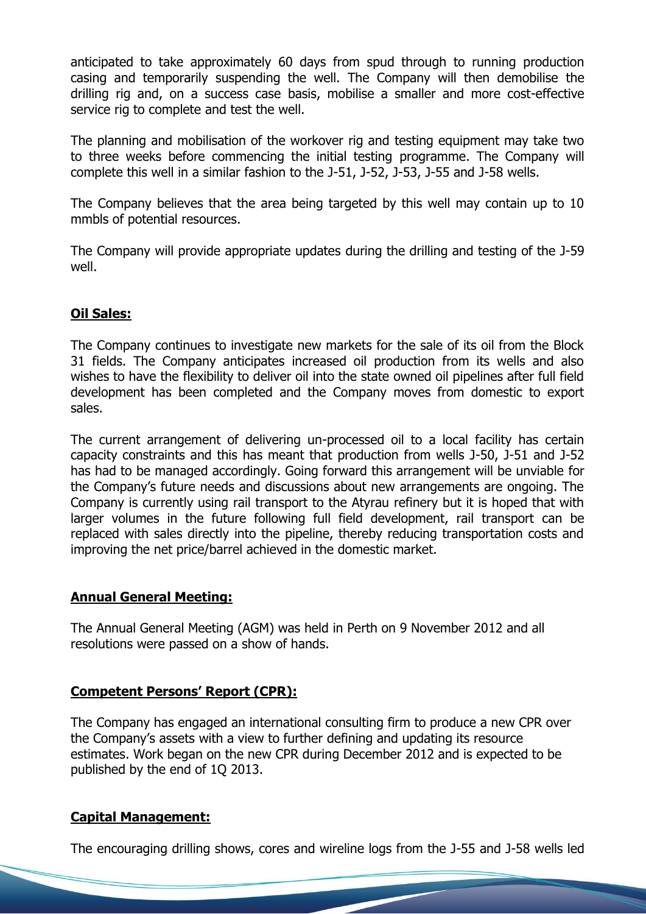anticipated to take approximately 60 days from spud through to running production casing and temporarily suspending the well. The Company will then demobilise the drilling rig and, on a success case basis, mobilise a smaller and more cost-effective service rig to complete and test the well.

The planning and mobilisation of the workover rig and testing equipment may take two to three weeks before commencing the initial testing programme. The Company will complete this well in a similar fashion to the J-51, J-52, J-53, J-55 and J-58 wells.

The Company believes that the area being targeted by this well may contain up to 10 mmbls of potential resources.

The Company will provide appropriate updates during the drilling and testing of the J-59 well.

## **Oil Sales:**

The Company continues to investigate new markets for the sale of its oil from the Block 31 fields. The Company anticipates increased oil production from its wells and also wishes to have the flexibility to deliver oil into the state owned oil pipelines after full field development has been completed and the Company moves from domestic to export sales.

The current arrangement of delivering un-processed oil to a local facility has certain capacity constraints and this has meant that production from wells J-50, J-51 and J-52 has had to be managed accordingly. Going forward this arrangement will be unviable for the Company's future needs and discussions about new arrangements are ongoing. The Company is currently using rail transport to the Atyrau refinery but it is hoped that with larger volumes in the future following full field development, rail transport can be replaced with sales directly into the pipeline, thereby reducing transportation costs and improving the net price/barrel achieved in the domestic market.

## **Annual General Meeting:**

The Annual General Meeting (AGM) was held in Perth on 9 November 2012 and all resolutions were passed on a show of hands.

## **Competent Persons' Report (CPR):**

The Company has engaged an international consulting firm to produce a new CPR over the Company's assets with a view to further defining and updating its resource estimates. Work began on the new CPR during December 2012 and is expected to be published by the end of 1Q 2013.

## **Capital Management:**

The encouraging drilling shows, cores and wireline logs from the J-55 and J-58 wells led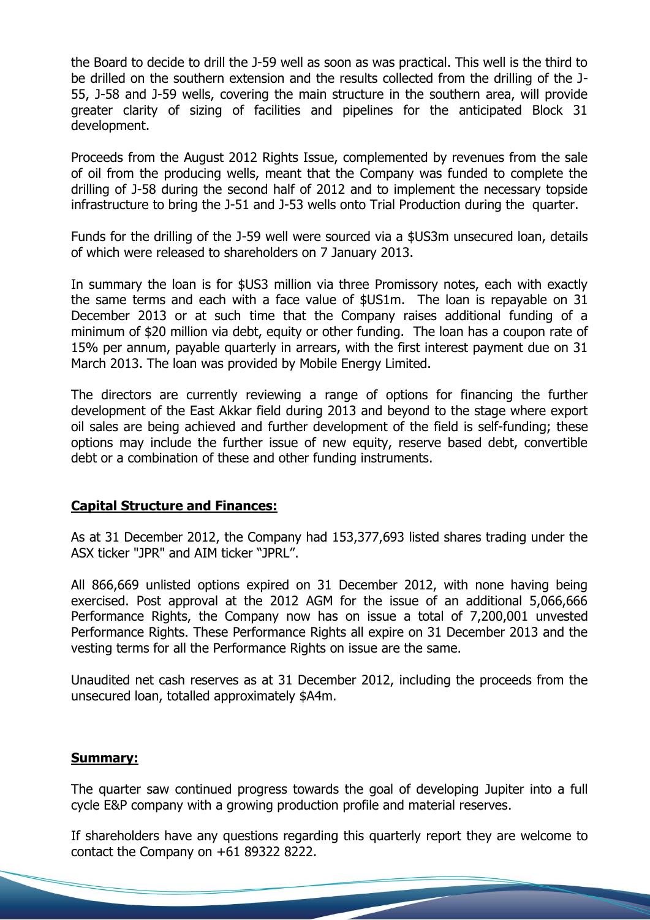the Board to decide to drill the J-59 well as soon as was practical. This well is the third to be drilled on the southern extension and the results collected from the drilling of the J-55, J-58 and J-59 wells, covering the main structure in the southern area, will provide greater clarity of sizing of facilities and pipelines for the anticipated Block 31 development.

Proceeds from the August 2012 Rights Issue, complemented by revenues from the sale of oil from the producing wells, meant that the Company was funded to complete the drilling of J-58 during the second half of 2012 and to implement the necessary topside infrastructure to bring the J-51 and J-53 wells onto Trial Production during the quarter.

Funds for the drilling of the J-59 well were sourced via a $US3m unsecured loan, details of which were released to shareholders on 7 January 2013.

In summary the loan is for $US3 million via three Promissory notes, each with exactly the same terms and each with a face value of $US1m. The loan is repayable on 31 December 2013 or at such time that the Company raises additional funding of a minimum of $20 million via debt, equity or other funding. The loan has a coupon rate of 15% per annum, payable quarterly in arrears, with the first interest payment due on 31 March 2013. The loan was provided by Mobile Energy Limited.

The directors are currently reviewing a range of options for financing the further development of the East Akkar field during 2013 and beyond to the stage where export oil sales are being achieved and further development of the field is self-funding; these options may include the further issue of new equity, reserve based debt, convertible debt or a combination of these and other funding instruments.

**Capital Structure and Finances:**

As at 31 December 2012, the Company had 153,377,693 listed shares trading under the ASX ticker "JPR" and AIM ticker "JPRL".

All 866,669 unlisted options expired on 31 December 2012, with none having being exercised. Post approval at the 2012 AGM for the issue of an additional 5,066,666 Performance Rights, the Company now has on issue a total of 7,200,001 unvested Performance Rights. These Performance Rights all expire on 31 December 2013 and the vesting terms for all the Performance Rights on issue are the same.

Unaudited net cash reserves as at 31 December 2012, including the proceeds from the unsecured loan, totalled approximately $A4m.

**Summary:**

The quarter saw continued progress towards the goal of developing Jupiter into a full cycle E&P company with a growing production profile and material reserves.

If shareholders have any questions regarding this quarterly report they are welcome to contact the Company on +61 89322 8222.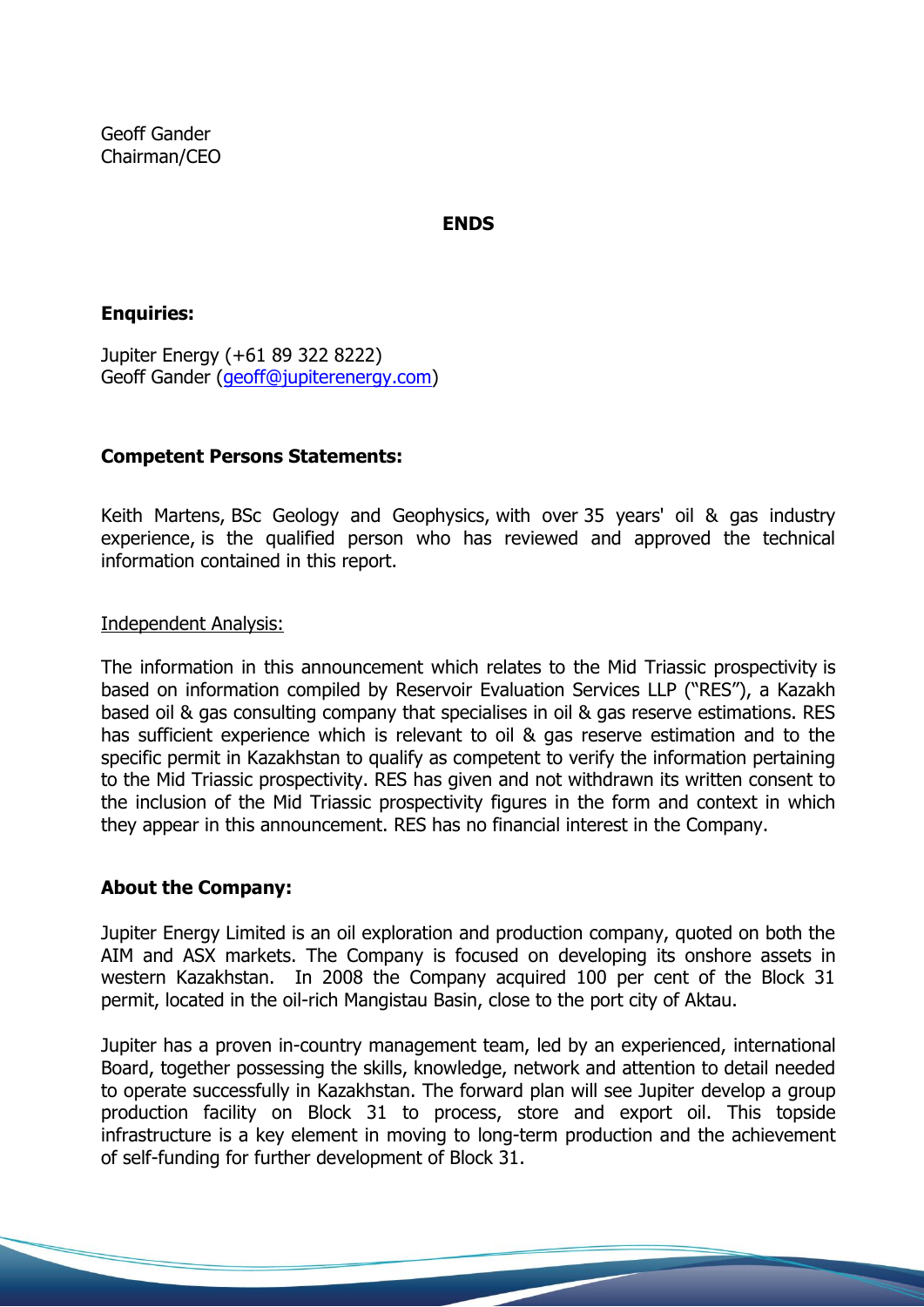Geoff Gander
Chairman/CEO

**ENDS**

**Enquiries:**

Jupiter Energy (+61 89 322 8222)
Geoff Gander (geoff@jupiterenergy.com)

**Competent Persons Statements:**

Keith Martens, BSc Geology and Geophysics, with over 35 years' oil & gas industry experience, is the qualified person who has reviewed and approved the technical information contained in this report.

Independent Analysis:

The information in this announcement which relates to the Mid Triassic prospectivity is based on information compiled by Reservoir Evaluation Services LLP ("RES"), a Kazakh based oil & gas consulting company that specialises in oil & gas reserve estimations. RES has sufficient experience which is relevant to oil & gas reserve estimation and to the specific permit in Kazakhstan to qualify as competent to verify the information pertaining to the Mid Triassic prospectivity. RES has given and not withdrawn its written consent to the inclusion of the Mid Triassic prospectivity figures in the form and context in which they appear in this announcement. RES has no financial interest in the Company.

**About the Company:**

Jupiter Energy Limited is an oil exploration and production company, quoted on both the AIM and ASX markets. The Company is focused on developing its onshore assets in western Kazakhstan. In 2008 the Company acquired 100 per cent of the Block 31 permit, located in the oil-rich Mangistau Basin, close to the port city of Aktau.

Jupiter has a proven in-country management team, led by an experienced, international Board, together possessing the skills, knowledge, network and attention to detail needed to operate successfully in Kazakhstan. The forward plan will see Jupiter develop a group production facility on Block 31 to process, store and export oil. This topside infrastructure is a key element in moving to long-term production and the achievement of self-funding for further development of Block 31.